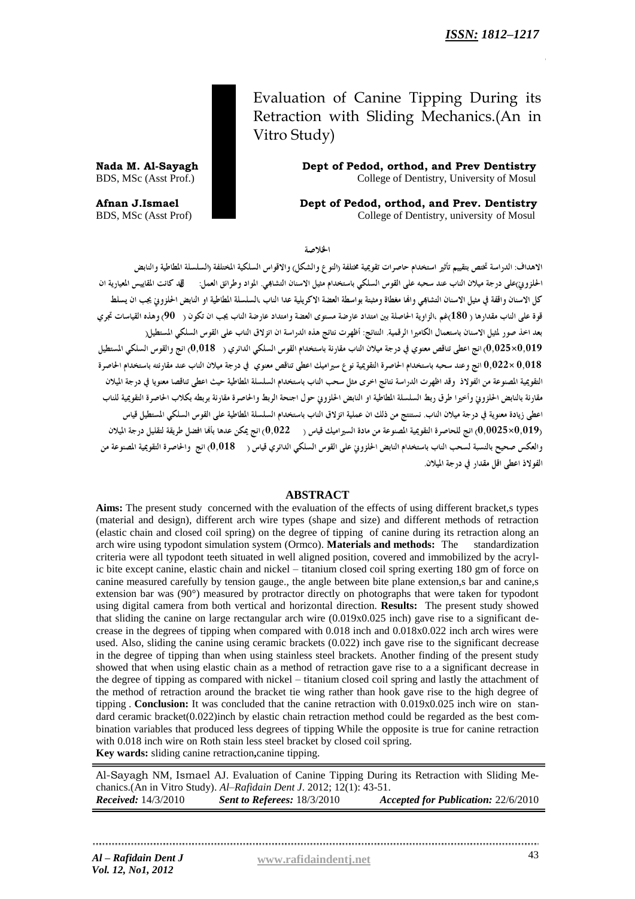ISSN: 1812–1217

# Evaluation of Canine Tipping During its Retraction with Sliding Mechanics.(An in Vitro Study)

**Nada M. Al-Sayagh**
BDS, MSc (Asst Prof.)

**Dept of Pedod, orthod, and Prev Dentistry**
College of Dentistry, University of Mosul

**Afnan J.Ismael**
BDS, MSc (Asst Prof)

**Dept of Pedod, orthod, and Prev. Dentistry**
College of Dentistry, university of Mosul

## الخلاصة

الاهداف: الدراسة تختص بتقييم تأثير استخدام حاصرات تقويمية مختلفة (النوع والشكل) والاقواس السلكية المختلفة (السلسلة المطاطية والنابض الحلزوني)على درجة ميلان الناب عند سحبه على القوس السلكي باستخدام مثيل الاسنان التشابهي. المواد وطرائق العمل: لقد كانت المقاييس المعيارية ان كل الاسنان واقفة في مثيل الاسنان التشابهي وانها مغطاة ومثبتة بواسطة العضة الاكريلية عدا الناب ،السلسلة المطاطية او النابض الحلزوني يجب ان يسلط قوة على الناب مقدارها ( 180)غم ،الزاوية الحاصلة بين امتداد عارضة مستوى العضة وامتداد عارضة الناب يجب ان تكون ( 90) وهذه القياسات تجري بعد اخذ صور لمثيل الاسنان باستعمال الكاميرا الرقمية. النتائج: أظهرت نتائج هذه الدراسة ان انزلاق الناب على القوس السلكي المستطيل( 0,025×0,019) انج اعطى تناقص معنوي في درجة ميلان الناب مقارنة باستخدام القوس السلكي الدائري ( 0,018) انج والقوس السلكي المستطيل 0,018 ×0,022 انج وعند سحبه باستخدام الحاصرة التقويمية نوع سيراميك اعطى تناقص معنوي في درجة ميلان الناب عند مقارنته باستخدام الحاصرة التقويمية المصنوعة من الفولاذ وقد اظهرت الدراسة نتائج اخرى مثل سحب الناب باستخدام السلسلة المطاطية حيث اعطى تناقصا معنويا في درجة الميلان مقارنة بالنابض الحلزوني وأخيرا طرق ربط السلسلة المطاطية او النابض الحلزوني حول اجنحة الربط والحاصرة مقارنة بربطه بكلاب الحاصرة التقويمية للناب اعطى زيادة معنوية في درجة ميلان الناب. نستنتج من ذلك ان عملية انزلاق الناب باستخدام السلسلة المطاطية على القوس السلكي المستطيل قياس (0,0025×0,019) انج للحاصرة التقويمية المصنوعة من مادة السيراميك قياس ( 0,022) انج يمكن عدها بأنها افضل طريقة لتقليل درجة الميلان والعكس صحيح بالنسبة لسحب الناب باستخدام النابض الحلزوني على القوس السلكي الدائري قياس ( 0,018) انج والحاصرة التقويمية المصنوعة من الفولاذ اعطى اقل مقدار في درجة الميلان.

## ABSTRACT

**Aims:** The present study concerned with the evaluation of the effects of using different bracket,s types (material and design), different arch wire types (shape and size) and different methods of retraction (elastic chain and closed coil spring) on the degree of tipping of canine during its retraction along an arch wire using typodont simulation system (Ormco). **Materials and methods:** The standardization criteria were all typodont teeth situated in well aligned position, covered and immobilized by the acrylic bite except canine, elastic chain and nickel – titanium closed coil spring exerting 180 gm of force on canine measured carefully by tension gauge., the angle between bite plane extension,s bar and canine,s extension bar was (90°) measured by protractor directly on photographs that were taken for typodont using digital camera from both vertical and horizontal direction. **Results:** The present study showed that sliding the canine on large rectangular arch wire (0.019x0.025 inch) gave rise to a significant decrease in the degrees of tipping when compared with 0.018 inch and 0.018x0.022 inch arch wires were used. Also, sliding the canine using ceramic brackets (0.022) inch gave rise to the significant decrease in the degree of tipping than when using stainless steel brackets. Another finding of the present study showed that when using elastic chain as a method of retraction gave rise to a a significant decrease in the degree of tipping as compared with nickel – titanium closed coil spring and lastly the attachment of the method of retraction around the bracket tie wing rather than hook gave rise to the high degree of tipping . **Conclusion:** It was concluded that the canine retraction with 0.019x0.025 inch wire on standard ceramic bracket(0.022)inch by elastic chain retraction method could be regarded as the best combination variables that produced less degrees of tipping While the opposite is true for canine retraction with 0.018 inch wire on Roth stain less steel bracket by closed coil spring.
**Key wards:** sliding canine retraction**,**canine tipping.

Al-Sayagh NM, Ismael AJ. Evaluation of Canine Tipping During its Retraction with Sliding Mechanics.(An in Vitro Study). *Al–Rafidain Dent J*. 2012; 12(1): 43-51.
***Received:*** 14/3/2010 ***Sent to Referees:*** 18/3/2010 ***Accepted for Publication:*** 22/6/2010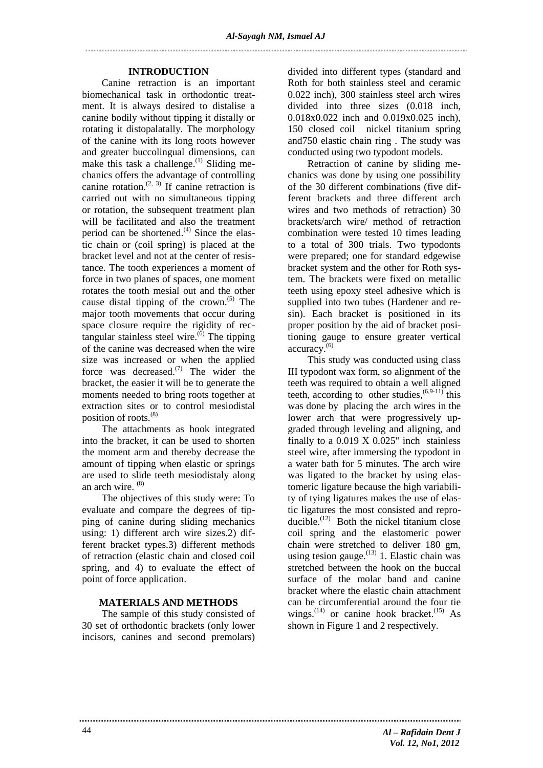## INTRODUCTION

Canine retraction is an important biomechanical task in orthodontic treatment. It is always desired to distalise a canine bodily without tipping it distally or rotating it distopalatally. The morphology of the canine with its long roots however and greater buccolingual dimensions, can make this task a challenge.[1] Sliding mechanics offers the advantage of controlling canine rotation.[2, 3] If canine retraction is carried out with no simultaneous tipping or rotation, the subsequent treatment plan will be facilitated and also the treatment period can be shortened.[4] Since the elastic chain or (coil spring) is placed at the bracket level and not at the center of resistance. The tooth experiences a moment of force in two planes of spaces, one moment rotates the tooth mesial out and the other cause distal tipping of the crown.[5] The major tooth movements that occur during space closure require the rigidity of rectangular stainless steel wire.[6] The tipping of the canine was decreased when the wire size was increased or when the applied force was decreased.[7] The wider the bracket, the easier it will be to generate the moments needed to bring roots together at extraction sites or to control mesiodistal position of roots.[8]

The attachments as hook integrated into the bracket, it can be used to shorten the moment arm and thereby decrease the amount of tipping when elastic or springs are used to slide teeth mesiodistaly along an arch wire. [8]

The objectives of this study were: To evaluate and compare the degrees of tipping of canine during sliding mechanics using: 1) different arch wire sizes.2) different bracket types.3) different methods of retraction (elastic chain and closed coil spring, and 4) to evaluate the effect of point of force application.

## MATERIALS AND METHODS

The sample of this study consisted of 30 set of orthodontic brackets (only lower incisors, canines and second premolars) divided into different types (standard and Roth for both stainless steel and ceramic 0.022 inch), 300 stainless steel arch wires divided into three sizes (0.018 inch, 0.018x0.022 inch and 0.019x0.025 inch), 150 closed coil nickel titanium spring and750 elastic chain ring . The study was conducted using two typodont models.

Retraction of canine by sliding mechanics was done by using one possibility of the 30 different combinations (five different brackets and three different arch wires and two methods of retraction) 30 brackets/arch wire/ method of retraction combination were tested 10 times leading to a total of 300 trials. Two typodonts were prepared; one for standard edgewise bracket system and the other for Roth system. The brackets were fixed on metallic teeth using epoxy steel adhesive which is supplied into two tubes (Hardener and resin). Each bracket is positioned in its proper position by the aid of bracket positioning gauge to ensure greater vertical accuracy.[6]

This study was conducted using class III typodont wax form, so alignment of the teeth was required to obtain a well aligned teeth, according to other studies,[6,9-11] this was done by placing the arch wires in the lower arch that were progressively upgraded through leveling and aligning, and finally to a 0.019 X 0.025" inch stainless steel wire, after immersing the typodont in a water bath for 5 minutes. The arch wire was ligated to the bracket by using elastomeric ligature because the high variability of tying ligatures makes the use of elastic ligatures the most consisted and reproducible.[12] Both the nickel titanium close coil spring and the elastomeric power chain were stretched to deliver 180 gm, using tesion gauge.[13] 1. Elastic chain was stretched between the hook on the buccal surface of the molar band and canine bracket where the elastic chain attachment can be circumferential around the four tie wings.[14] or canine hook bracket.[15] As shown in Figure 1 and 2 respectively.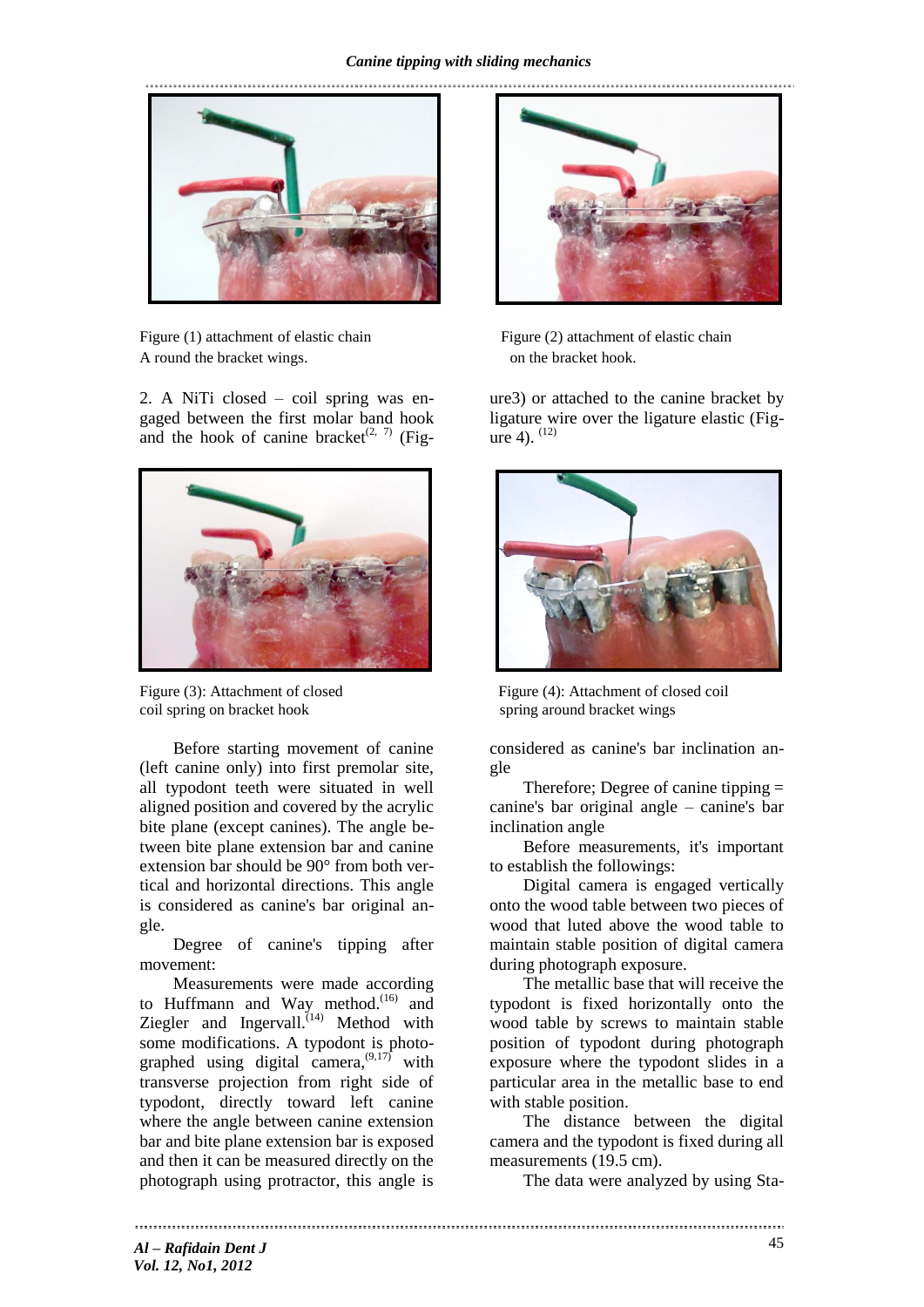Figure (1) attachment of elastic chain A round the bracket wings.

Figure (2) attachment of elastic chain on the bracket hook.

2. A NiTi closed – coil spring was engaged between the first molar band hook and the hook of canine bracket[2, 7] (Figure3) or attached to the canine bracket by ligature wire over the ligature elastic (Figure 4). [12]

Figure (3): Attachment of closed coil spring on bracket hook

Figure (4): Attachment of closed coil spring around bracket wings

Before starting movement of canine (left canine only) into first premolar site, all typodont teeth were situated in well aligned position and covered by the acrylic bite plane (except canines). The angle between bite plane extension bar and canine extension bar should be 90° from both vertical and horizontal directions. This angle is considered as canine's bar original angle.

Degree of canine's tipping after movement:

Measurements were made according to Huffmann and Way method.[16] and Ziegler and Ingervall.[14] Method with some modifications. A typodont is photographed using digital camera,[9,17] with transverse projection from right side of typodont, directly toward left canine where the angle between canine extension bar and bite plane extension bar is exposed and then it can be measured directly on the photograph using protractor, this angle is considered as canine's bar inclination angle

Therefore; Degree of canine tipping = canine's bar original angle – canine's bar inclination angle

Before measurements, it's important to establish the followings:

Digital camera is engaged vertically onto the wood table between two pieces of wood that luted above the wood table to maintain stable position of digital camera during photograph exposure.

The metallic base that will receive the typodont is fixed horizontally onto the wood table by screws to maintain stable position of typodont during photograph exposure where the typodont slides in a particular area in the metallic base to end with stable position.

The distance between the digital camera and the typodont is fixed during all measurements (19.5 cm).

The data were analyzed by using Sta-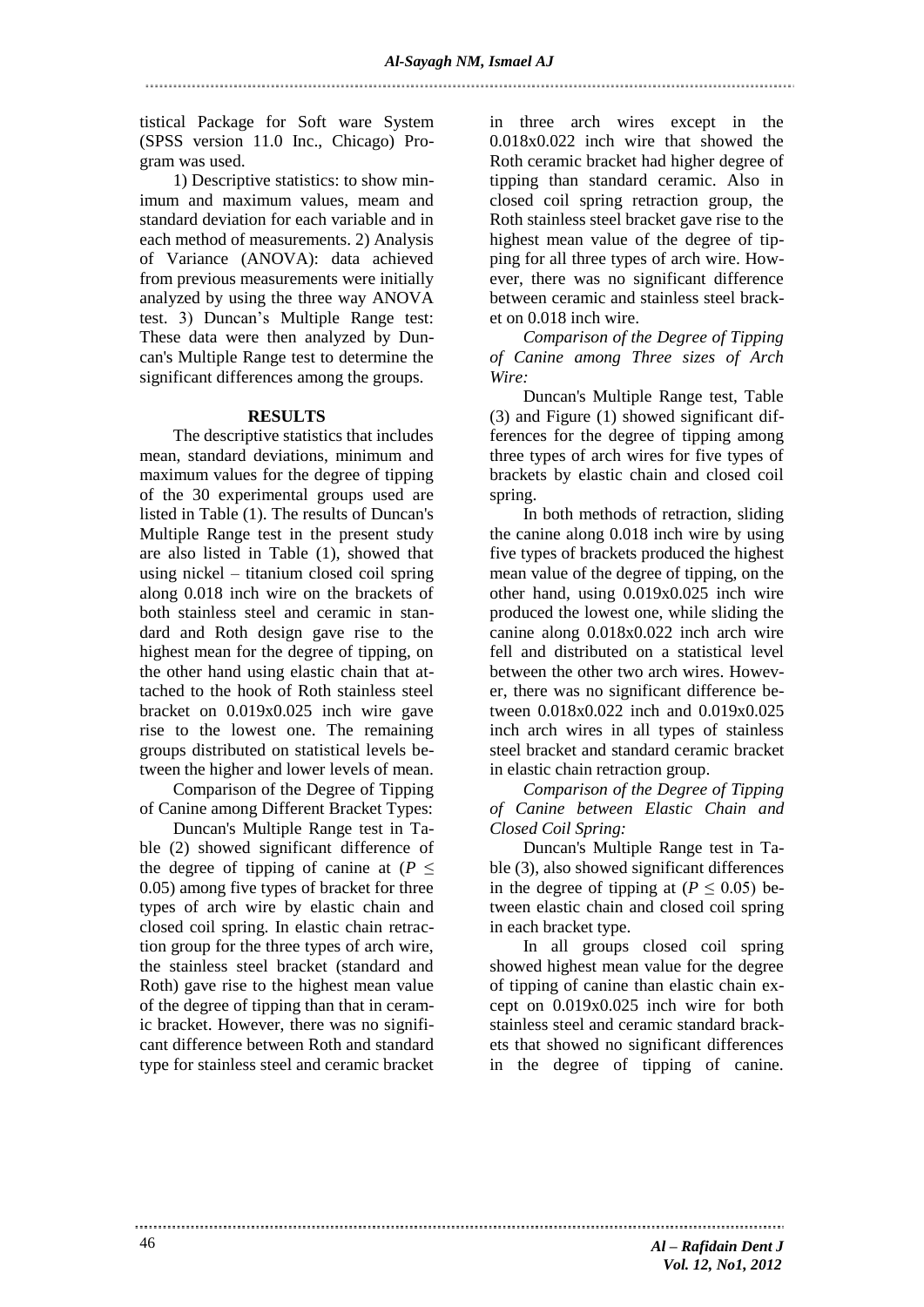tistical Package for Soft ware System (SPSS version 11.0 Inc., Chicago) Program was used.

1) Descriptive statistics: to show minimum and maximum values, meam and standard deviation for each variable and in each method of measurements. 2) Analysis of Variance (ANOVA): data achieved from previous measurements were initially analyzed by using the three way ANOVA test. 3) Duncan's Multiple Range test: These data were then analyzed by Duncan's Multiple Range test to determine the significant differences among the groups.

## RESULTS

The descriptive statistics that includes mean, standard deviations, minimum and maximum values for the degree of tipping of the 30 experimental groups used are listed in Table (1). The results of Duncan's Multiple Range test in the present study are also listed in Table (1), showed that using nickel – titanium closed coil spring along 0.018 inch wire on the brackets of both stainless steel and ceramic in standard and Roth design gave rise to the highest mean for the degree of tipping, on the other hand using elastic chain that attached to the hook of Roth stainless steel bracket on 0.019x0.025 inch wire gave rise to the lowest one. The remaining groups distributed on statistical levels between the higher and lower levels of mean.

Comparison of the Degree of Tipping of Canine among Different Bracket Types:

Duncan's Multiple Range test in Table (2) showed significant difference of the degree of tipping of canine at ($P \leq 0.05$) among five types of bracket for three types of arch wire by elastic chain and closed coil spring. In elastic chain retraction group for the three types of arch wire, the stainless steel bracket (standard and Roth) gave rise to the highest mean value of the degree of tipping than that in ceramic bracket. However, there was no significant difference between Roth and standard type for stainless steel and ceramic bracket in three arch wires except in the 0.018x0.022 inch wire that showed the Roth ceramic bracket had higher degree of tipping than standard ceramic. Also in closed coil spring retraction group, the Roth stainless steel bracket gave rise to the highest mean value of the degree of tipping for all three types of arch wire. However, there was no significant difference between ceramic and stainless steel bracket on 0.018 inch wire.

*Comparison of the Degree of Tipping of Canine among Three sizes of Arch Wire:*

Duncan's Multiple Range test, Table (3) and Figure (1) showed significant differences for the degree of tipping among three types of arch wires for five types of brackets by elastic chain and closed coil spring.

In both methods of retraction, sliding the canine along 0.018 inch wire by using five types of brackets produced the highest mean value of the degree of tipping, on the other hand, using 0.019x0.025 inch wire produced the lowest one, while sliding the canine along 0.018x0.022 inch arch wire fell and distributed on a statistical level between the other two arch wires. However, there was no significant difference between 0.018x0.022 inch and 0.019x0.025 inch arch wires in all types of stainless steel bracket and standard ceramic bracket in elastic chain retraction group.

*Comparison of the Degree of Tipping of Canine between Elastic Chain and Closed Coil Spring:*

Duncan's Multiple Range test in Table (3), also showed significant differences in the degree of tipping at ($P \leq 0.05$) between elastic chain and closed coil spring in each bracket type.

In all groups closed coil spring showed highest mean value for the degree of tipping of canine than elastic chain except on 0.019x0.025 inch wire for both stainless steel and ceramic standard brackets that showed no significant differences in the degree of tipping of canine.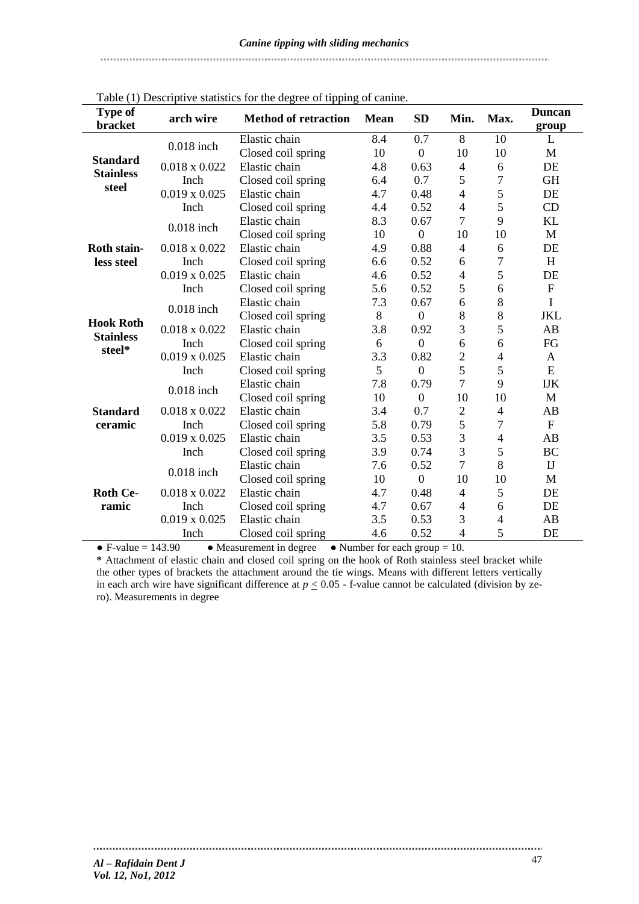Table (1) Descriptive statistics for the degree of tipping of canine.

| Type of bracket | arch wire | Method of retraction | Mean | SD | Min. | Max. | Duncan group |
|---|---|---|---|---|---|---|---|
| **Standard Stainless steel** | 0.018 inch | Elastic chain | 8.4 | 0.7 | 8 | 10 | L |
| | | Closed coil spring | 10 | 0 | 10 | 10 | M |
| | 0.018 x 0.022 Inch | Elastic chain | 4.8 | 0.63 | 4 | 6 | DE |
| | | Closed coil spring | 6.4 | 0.7 | 5 | 7 | GH |
| | 0.019 x 0.025 Inch | Elastic chain | 4.7 | 0.48 | 4 | 5 | DE |
| | | Closed coil spring | 4.4 | 0.52 | 4 | 5 | CD |
| **Roth stainless steel** | 0.018 inch | Elastic chain | 8.3 | 0.67 | 7 | 9 | KL |
| | | Closed coil spring | 10 | 0 | 10 | 10 | M |
| | 0.018 x 0.022 Inch | Elastic chain | 4.9 | 0.88 | 4 | 6 | DE |
| | | Closed coil spring | 6.6 | 0.52 | 6 | 7 | H |
| | 0.019 x 0.025 Inch | Elastic chain | 4.6 | 0.52 | 4 | 5 | DE |
| | | Closed coil spring | 5.6 | 0.52 | 5 | 6 | F |
| **Hook Roth Stainless steel*** | 0.018 inch | Elastic chain | 7.3 | 0.67 | 6 | 8 | I |
| | | Closed coil spring | 8 | 0 | 8 | 8 | JKL |
| | 0.018 x 0.022 Inch | Elastic chain | 3.8 | 0.92 | 3 | 5 | AB |
| | | Closed coil spring | 6 | 0 | 6 | 6 | FG |
| | 0.019 x 0.025 Inch | Elastic chain | 3.3 | 0.82 | 2 | 4 | A |
| | | Closed coil spring | 5 | 0 | 5 | 5 | E |
| **Standard ceramic** | 0.018 inch | Elastic chain | 7.8 | 0.79 | 7 | 9 | IJK |
| | | Closed coil spring | 10 | 0 | 10 | 10 | M |
| | 0.018 x 0.022 Inch | Elastic chain | 3.4 | 0.7 | 2 | 4 | AB |
| | | Closed coil spring | 5.8 | 0.79 | 5 | 7 | F |
| | 0.019 x 0.025 Inch | Elastic chain | 3.5 | 0.53 | 3 | 4 | AB |
| | | Closed coil spring | 3.9 | 0.74 | 3 | 5 | BC |
| **Roth Ceramic** | 0.018 inch | Elastic chain | 7.6 | 0.52 | 7 | 8 | IJ |
| | | Closed coil spring | 10 | 0 | 10 | 10 | M |
| | 0.018 x 0.022 Inch | Elastic chain | 4.7 | 0.48 | 4 | 5 | DE |
| | | Closed coil spring | 4.7 | 0.67 | 4 | 6 | DE |
| | 0.019 x 0.025 Inch | Elastic chain | 3.5 | 0.53 | 3 | 4 | AB |
| | | Closed coil spring | 4.6 | 0.52 | 4 | 5 | DE |

● F-value = 143.90 ● Measurement in degree ● Number for each group = 10.

**\*** Attachment of elastic chain and closed coil spring on the hook of Roth stainless steel bracket while the other types of brackets the attachment around the tie wings. Means with different letters vertically in each arch wire have significant difference at $p \leq 0.05$ - f-value cannot be calculated (division by zero). Measurements in degree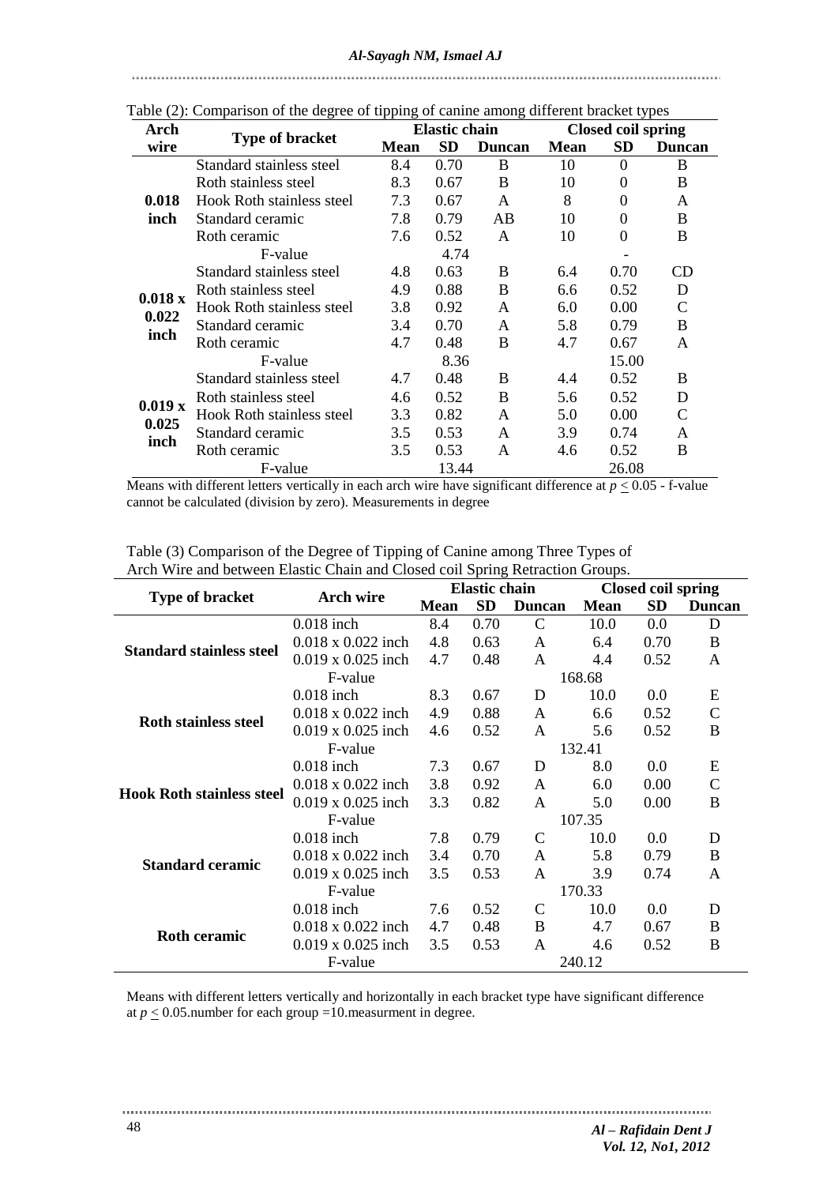Table (2): Comparison of the degree of tipping of canine among different bracket types

| Arch wire | Type of bracket | Elastic chain | | | Closed coil spring | | |
|---|---|---|---|---|---|---|---|
| | | Mean | SD | Duncan | Mean | SD | Duncan |
| 0.018 inch | Standard stainless steel | 8.4 | 0.70 | B | 10 | 0 | B |
| | Roth stainless steel | 8.3 | 0.67 | B | 10 | 0 | B |
| | Hook Roth stainless steel | 7.3 | 0.67 | A | 8 | 0 | A |
| | Standard ceramic | 7.8 | 0.79 | AB | 10 | 0 | B |
| | Roth ceramic | 7.6 | 0.52 | A | 10 | 0 | B |
| | F-value | | 4.74 | | | - | |
| 0.018 x 0.022 inch | Standard stainless steel | 4.8 | 0.63 | B | 6.4 | 0.70 | CD |
| | Roth stainless steel | 4.9 | 0.88 | B | 6.6 | 0.52 | D |
| | Hook Roth stainless steel | 3.8 | 0.92 | A | 6.0 | 0.00 | C |
| | Standard ceramic | 3.4 | 0.70 | A | 5.8 | 0.79 | B |
| | Roth ceramic | 4.7 | 0.48 | B | 4.7 | 0.67 | A |
| | F-value | | 8.36 | | | 15.00 | |
| 0.019 x 0.025 inch | Standard stainless steel | 4.7 | 0.48 | B | 4.4 | 0.52 | B |
| | Roth stainless steel | 4.6 | 0.52 | B | 5.6 | 0.52 | D |
| | Hook Roth stainless steel | 3.3 | 0.82 | A | 5.0 | 0.00 | C |
| | Standard ceramic | 3.5 | 0.53 | A | 3.9 | 0.74 | A |
| | Roth ceramic | 3.5 | 0.53 | A | 4.6 | 0.52 | B |
| | F-value | | 13.44 | | | 26.08 | |

Means with different letters vertically in each arch wire have significant difference at $p \leq 0.05$ - f-value cannot be calculated (division by zero). Measurements in degree

Table (3) Comparison of the Degree of Tipping of Canine among Three Types of Arch Wire and between Elastic Chain and Closed coil Spring Retraction Groups.

| Type of bracket | Arch wire | Elastic chain | | | Closed coil spring | | |
|---|---|---|---|---|---|---|---|
| | | Mean | SD | Duncan | Mean | SD | Duncan |
| Standard stainless steel | 0.018 inch | 8.4 | 0.70 | C | 10.0 | 0.0 | D |
| | 0.018 x 0.022 inch | 4.8 | 0.63 | A | 6.4 | 0.70 | B |
| | 0.019 x 0.025 inch | 4.7 | 0.48 | A | 4.4 | 0.52 | A |
| | F-value | | | | 168.68 | | |
| Roth stainless steel | 0.018 inch | 8.3 | 0.67 | D | 10.0 | 0.0 | E |
| | 0.018 x 0.022 inch | 4.9 | 0.88 | A | 6.6 | 0.52 | C |
| | 0.019 x 0.025 inch | 4.6 | 0.52 | A | 5.6 | 0.52 | B |
| | F-value | | | | 132.41 | | |
| Hook Roth stainless steel | 0.018 inch | 7.3 | 0.67 | D | 8.0 | 0.0 | E |
| | 0.018 x 0.022 inch | 3.8 | 0.92 | A | 6.0 | 0.00 | C |
| | 0.019 x 0.025 inch | 3.3 | 0.82 | A | 5.0 | 0.00 | B |
| | F-value | | | | 107.35 | | |
| Standard ceramic | 0.018 inch | 7.8 | 0.79 | C | 10.0 | 0.0 | D |
| | 0.018 x 0.022 inch | 3.4 | 0.70 | A | 5.8 | 0.79 | B |
| | 0.019 x 0.025 inch | 3.5 | 0.53 | A | 3.9 | 0.74 | A |
| | F-value | | | | 170.33 | | |
| Roth ceramic | 0.018 inch | 7.6 | 0.52 | C | 10.0 | 0.0 | D |
| | 0.018 x 0.022 inch | 4.7 | 0.48 | B | 4.7 | 0.67 | B |
| | 0.019 x 0.025 inch | 3.5 | 0.53 | A | 4.6 | 0.52 | B |
| | F-value | | | | 240.12 | | |

Means with different letters vertically and horizontally in each bracket type have significant difference at $p \leq 0.05$.number for each group =10.measurment in degree.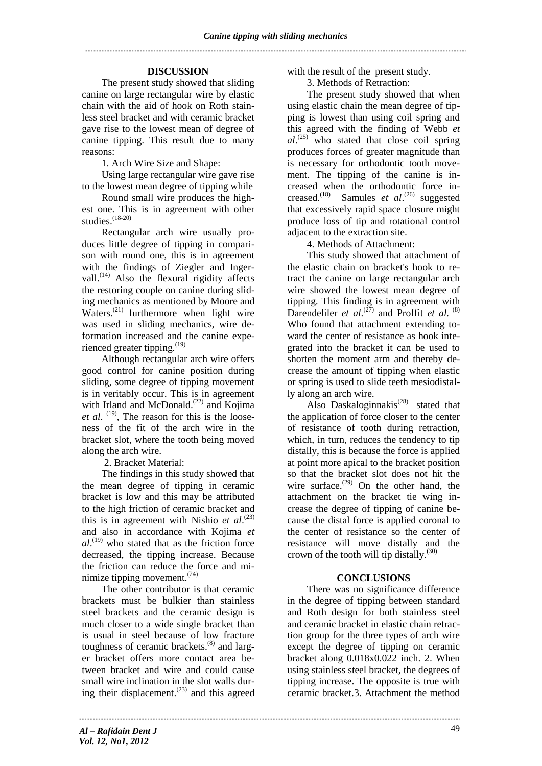## DISCUSSION

The present study showed that sliding canine on large rectangular wire by elastic chain with the aid of hook on Roth stainless steel bracket and with ceramic bracket gave rise to the lowest mean of degree of canine tipping. This result due to many reasons:

1. Arch Wire Size and Shape:

Using large rectangular wire gave rise to the lowest mean degree of tipping while

Round small wire produces the highest one. This is in agreement with other studies.[(18-20)]

Rectangular arch wire usually produces little degree of tipping in comparison with round one, this is in agreement with the findings of Ziegler and Ingervall.[(14)] Also the flexural rigidity affects the restoring couple on canine during sliding mechanics as mentioned by Moore and Waters.[(21)] furthermore when light wire was used in sliding mechanics, wire deformation increased and the canine experienced greater tipping.[(19)]

Although rectangular arch wire offers good control for canine position during sliding, some degree of tipping movement is in veritably occur. This is in agreement with Irland and McDonald.[(22)] and Kojima *et al*. [(19)], The reason for this is the looseness of the fit of the arch wire in the bracket slot, where the tooth being moved along the arch wire.

2. Bracket Material:

The findings in this study showed that the mean degree of tipping in ceramic bracket is low and this may be attributed to the high friction of ceramic bracket and this is in agreement with Nishio *et al*.[(23)] and also in accordance with Kojima *et al*.[(19)] who stated that as the friction force decreased, the tipping increase. Because the friction can reduce the force and minimize tipping movement.[(24)]

The other contributor is that ceramic brackets must be bulkier than stainless steel brackets and the ceramic design is much closer to a wide single bracket than is usual in steel because of low fracture toughness of ceramic brackets.[(8)] and larger bracket offers more contact area between bracket and wire and could cause small wire inclination in the slot walls during their displacement.[(23)] and this agreed with the result of the present study.

3. Methods of Retraction:

The present study showed that when using elastic chain the mean degree of tipping is lowest than using coil spring and this agreed with the finding of Webb *et al*.[(25)] who stated that close coil spring produces forces of greater magnitude than is necessary for orthodontic tooth movement. The tipping of the canine is increased when the orthodontic force increased.[(18)] Samules *et al*.[(26)] suggested that excessively rapid space closure might produce loss of tip and rotational control adjacent to the extraction site.

4. Methods of Attachment:

This study showed that attachment of the elastic chain on bracket's hook to retract the canine on large rectangular arch wire showed the lowest mean degree of tipping. This finding is in agreement with Darendeliler *et al*.[(27)] and Proffit *et al.* [(8)] Who found that attachment extending toward the center of resistance as hook integrated into the bracket it can be used to shorten the moment arm and thereby decrease the amount of tipping when elastic or spring is used to slide teeth mesiodistally along an arch wire.

Also Daskaloginnakis[(28)] stated that the application of force closer to the center of resistance of tooth during retraction, which, in turn, reduces the tendency to tip distally, this is because the force is applied at point more apical to the bracket position so that the bracket slot does not hit the wire surface.[(29)] On the other hand, the attachment on the bracket tie wing increase the degree of tipping of canine because the distal force is applied coronal to the center of resistance so the center of resistance will move distally and the crown of the tooth will tip distally.[(30)]

## CONCLUSIONS

There was no significance difference in the degree of tipping between standard and Roth design for both stainless steel and ceramic bracket in elastic chain retraction group for the three types of arch wire except the degree of tipping on ceramic bracket along 0.018x0.022 inch. 2. When using stainless steel bracket, the degrees of tipping increase. The opposite is true with ceramic bracket.3. Attachment the method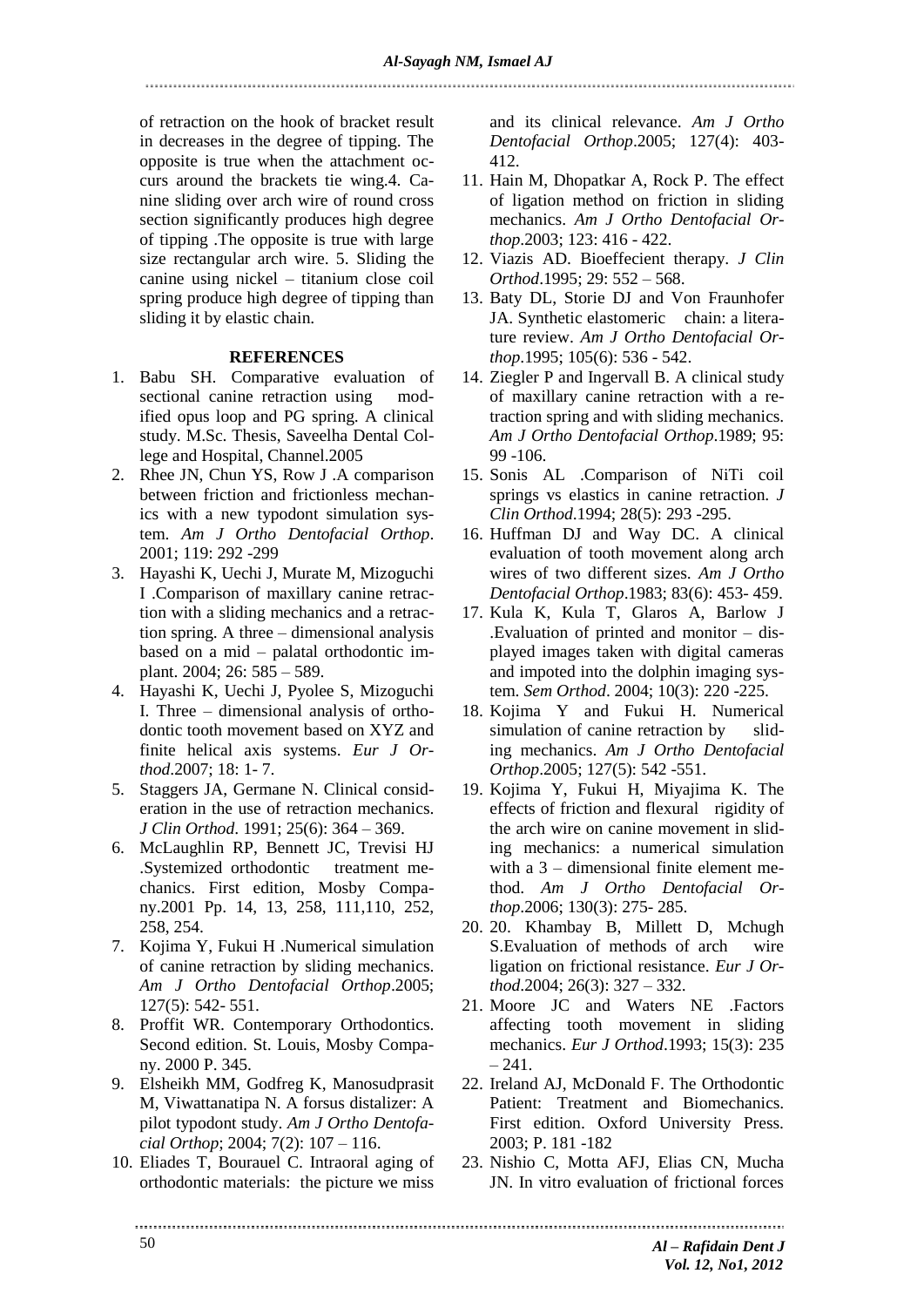of retraction on the hook of bracket result in decreases in the degree of tipping. The opposite is true when the attachment occurs around the brackets tie wing.4. Canine sliding over arch wire of round cross section significantly produces high degree of tipping .The opposite is true with large size rectangular arch wire. 5. Sliding the canine using nickel – titanium close coil spring produce high degree of tipping than sliding it by elastic chain.

## REFERENCES

1. Babu SH. Comparative evaluation of sectional canine retraction using modified opus loop and PG spring. A clinical study. M.Sc. Thesis, Saveelha Dental College and Hospital, Channel.2005
2. Rhee JN, Chun YS, Row J .A comparison between friction and frictionless mechanics with a new typodont simulation system. *Am J Ortho Dentofacial Orthop*. 2001; 119: 292 -299
3. Hayashi K, Uechi J, Murate M, Mizoguchi I .Comparison of maxillary canine retraction with a sliding mechanics and a retraction spring. A three – dimensional analysis based on a mid – palatal orthodontic implant. 2004; 26: 585 – 589.
4. Hayashi K, Uechi J, Pyolee S, Mizoguchi I. Three – dimensional analysis of orthodontic tooth movement based on XYZ and finite helical axis systems. *Eur J Orthod*.2007; 18: 1- 7.
5. Staggers JA, Germane N. Clinical consideration in the use of retraction mechanics. *J Clin Orthod*. 1991; 25(6): 364 – 369.
6. McLaughlin RP, Bennett JC, Trevisi HJ .Systemized orthodontic treatment mechanics. First edition, Mosby Company.2001 Pp. 14, 13, 258, 111,110, 252, 258, 254.
7. Kojima Y, Fukui H .Numerical simulation of canine retraction by sliding mechanics. *Am J Ortho Dentofacial Orthop*.2005; 127(5): 542- 551.
8. Proffit WR. Contemporary Orthodontics. Second edition. St. Louis, Mosby Company. 2000 P. 345.
9. Elsheikh MM, Godfreg K, Manosudprasit M, Viwattanatipa N. A forsus distalizer: A pilot typodont study. *Am J Ortho Dentofacial Orthop*; 2004; 7(2): 107 – 116.
10. Eliades T, Bourauel C. Intraoral aging of orthodontic materials: the picture we miss and its clinical relevance. *Am J Ortho Dentofacial Orthop*.2005; 127(4): 403-412.
11. Hain M, Dhopatkar A, Rock P. The effect of ligation method on friction in sliding mechanics. *Am J Ortho Dentofacial Orthop*.2003; 123: 416 - 422.
12. Viazis AD. Bioeffecient therapy. *J Clin Orthod*.1995; 29: 552 – 568.
13. Baty DL, Storie DJ and Von Fraunhofer JA. Synthetic elastomeric chain: a literature review. *Am J Ortho Dentofacial Orthop*.1995; 105(6): 536 - 542.
14. Ziegler P and Ingervall B. A clinical study of maxillary canine retraction with a retraction spring and with sliding mechanics. *Am J Ortho Dentofacial Orthop*.1989; 95: 99 -106.
15. Sonis AL .Comparison of NiTi coil springs vs elastics in canine retraction. *J Clin Orthod*.1994; 28(5): 293 -295.
16. Huffman DJ and Way DC. A clinical evaluation of tooth movement along arch wires of two different sizes. *Am J Ortho Dentofacial Orthop*.1983; 83(6): 453- 459.
17. Kula K, Kula T, Glaros A, Barlow J .Evaluation of printed and monitor – displayed images taken with digital cameras and impoted into the dolphin imaging system. *Sem Orthod*. 2004; 10(3): 220 -225.
18. Kojima Y and Fukui H. Numerical simulation of canine retraction by sliding mechanics. *Am J Ortho Dentofacial Orthop*.2005; 127(5): 542 -551.
19. Kojima Y, Fukui H, Miyajima K. The effects of friction and flexural rigidity of the arch wire on canine movement in sliding mechanics: a numerical simulation with a 3 – dimensional finite element method. *Am J Ortho Dentofacial Orthop*.2006; 130(3): 275- 285.
20. 20. Khambay B, Millett D, Mchugh S.Evaluation of methods of arch wire ligation on frictional resistance. *Eur J Orthod*.2004; 26(3): 327 – 332.
21. Moore JC and Waters NE .Factors affecting tooth movement in sliding mechanics. *Eur J Orthod*.1993; 15(3): 235 – 241.
22. Ireland AJ, McDonald F. The Orthodontic Patient: Treatment and Biomechanics. First edition. Oxford University Press. 2003; P. 181 -182
23. Nishio C, Motta AFJ, Elias CN, Mucha JN. In vitro evaluation of frictional forces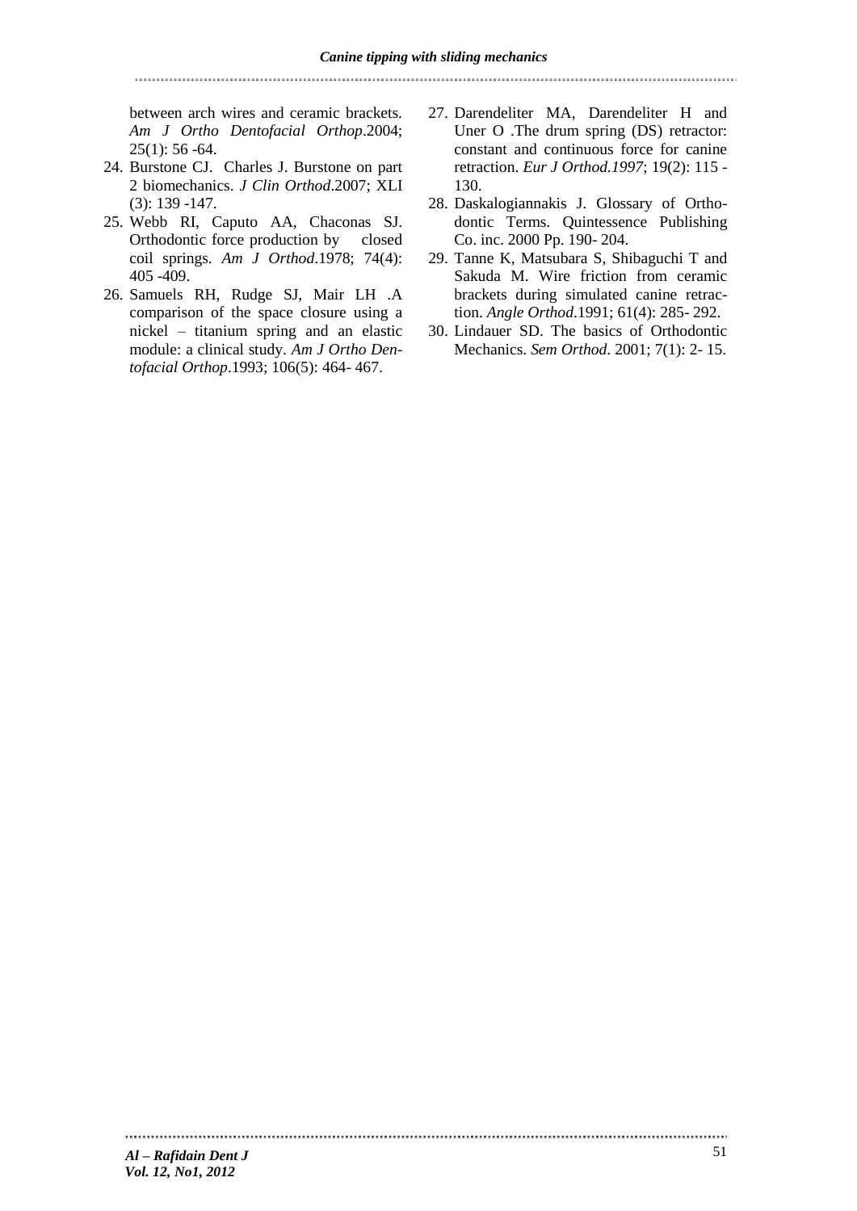between arch wires and ceramic brackets. *Am J Ortho Dentofacial Orthop*.2004; 25(1): 56 -64.

24. Burstone CJ. Charles J. Burstone on part 2 biomechanics. *J Clin Orthod*.2007; XLI (3): 139 -147.
25. Webb RI, Caputo AA, Chaconas SJ. Orthodontic force production by closed coil springs. *Am J Orthod*.1978; 74(4): 405 -409.
26. Samuels RH, Rudge SJ, Mair LH .A comparison of the space closure using a nickel – titanium spring and an elastic module: a clinical study. *Am J Ortho Dentofacial Orthop*.1993; 106(5): 464- 467.
27. Darendeliter MA, Darendeliter H and Uner O .The drum spring (DS) retractor: constant and continuous force for canine retraction. *Eur J Orthod.1997*; 19(2): 115 -130.
28. Daskalogiannakis J. Glossary of Orthodontic Terms. Quintessence Publishing Co. inc. 2000 Pp. 190- 204.
29. Tanne K, Matsubara S, Shibaguchi T and Sakuda M. Wire friction from ceramic brackets during simulated canine retraction. *Angle Orthod*.1991; 61(4): 285- 292.
30. Lindauer SD. The basics of Orthodontic Mechanics. *Sem Orthod*. 2001; 7(1): 2- 15.